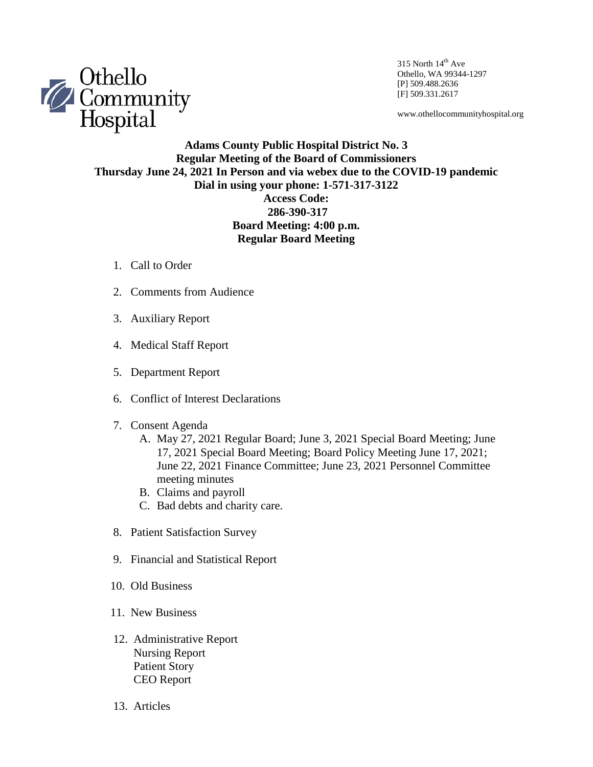Othello Community Hospital

315 North 14th Ave
Othello, WA 99344-1297
[P] 509.488.2636
[F] 509.331.2617

www.othellocommunityhospital.org

**Adams County Public Hospital District No. 3**
**Regular Meeting of the Board of Commissioners**
**Thursday June 24, 2021 In Person and via webex due to the COVID-19 pandemic**
**Dial in using your phone: 1-571-317-3122**
**Access Code:**
**286-390-317**
**Board Meeting: 4:00 p.m.**
**Regular Board Meeting**

1. Call to Order
2. Comments from Audience
3. Auxiliary Report
4. Medical Staff Report
5. Department Report
6. Conflict of Interest Declarations
7. Consent Agenda
   - A. May 27, 2021 Regular Board; June 3, 2021 Special Board Meeting; June 17, 2021 Special Board Meeting; Board Policy Meeting June 17, 2021; June 22, 2021 Finance Committee; June 23, 2021 Personnel Committee meeting minutes
   - B. Claims and payroll
   - C. Bad debts and charity care.
8. Patient Satisfaction Survey
9. Financial and Statistical Report
10. Old Business
11. New Business
12. Administrative Report
    Nursing Report
    Patient Story
    CEO Report
13. Articles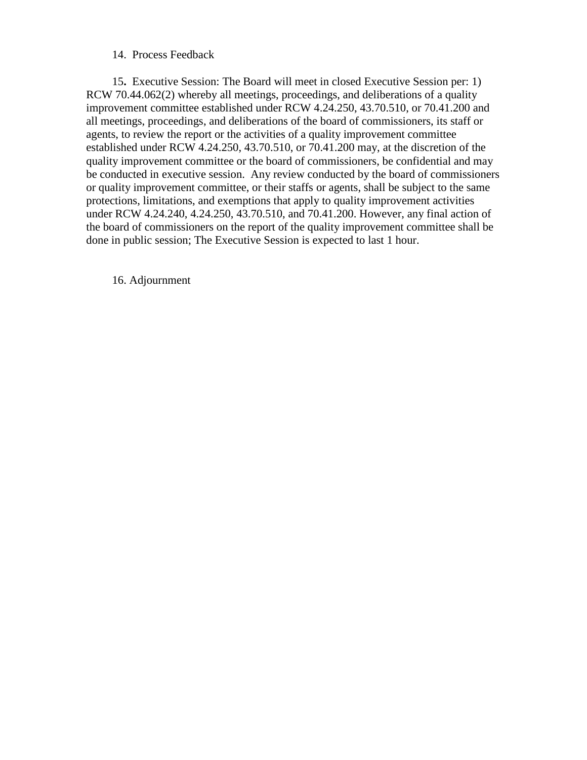14. Process Feedback

15**.** Executive Session: The Board will meet in closed Executive Session per: 1) RCW 70.44.062(2) whereby all meetings, proceedings, and deliberations of a quality improvement committee established under RCW 4.24.250, 43.70.510, or 70.41.200 and all meetings, proceedings, and deliberations of the board of commissioners, its staff or agents, to review the report or the activities of a quality improvement committee established under RCW 4.24.250, 43.70.510, or 70.41.200 may, at the discretion of the quality improvement committee or the board of commissioners, be confidential and may be conducted in executive session. Any review conducted by the board of commissioners or quality improvement committee, or their staffs or agents, shall be subject to the same protections, limitations, and exemptions that apply to quality improvement activities under RCW 4.24.240, 4.24.250, 43.70.510, and 70.41.200. However, any final action of the board of commissioners on the report of the quality improvement committee shall be done in public session; The Executive Session is expected to last 1 hour.

16. Adjournment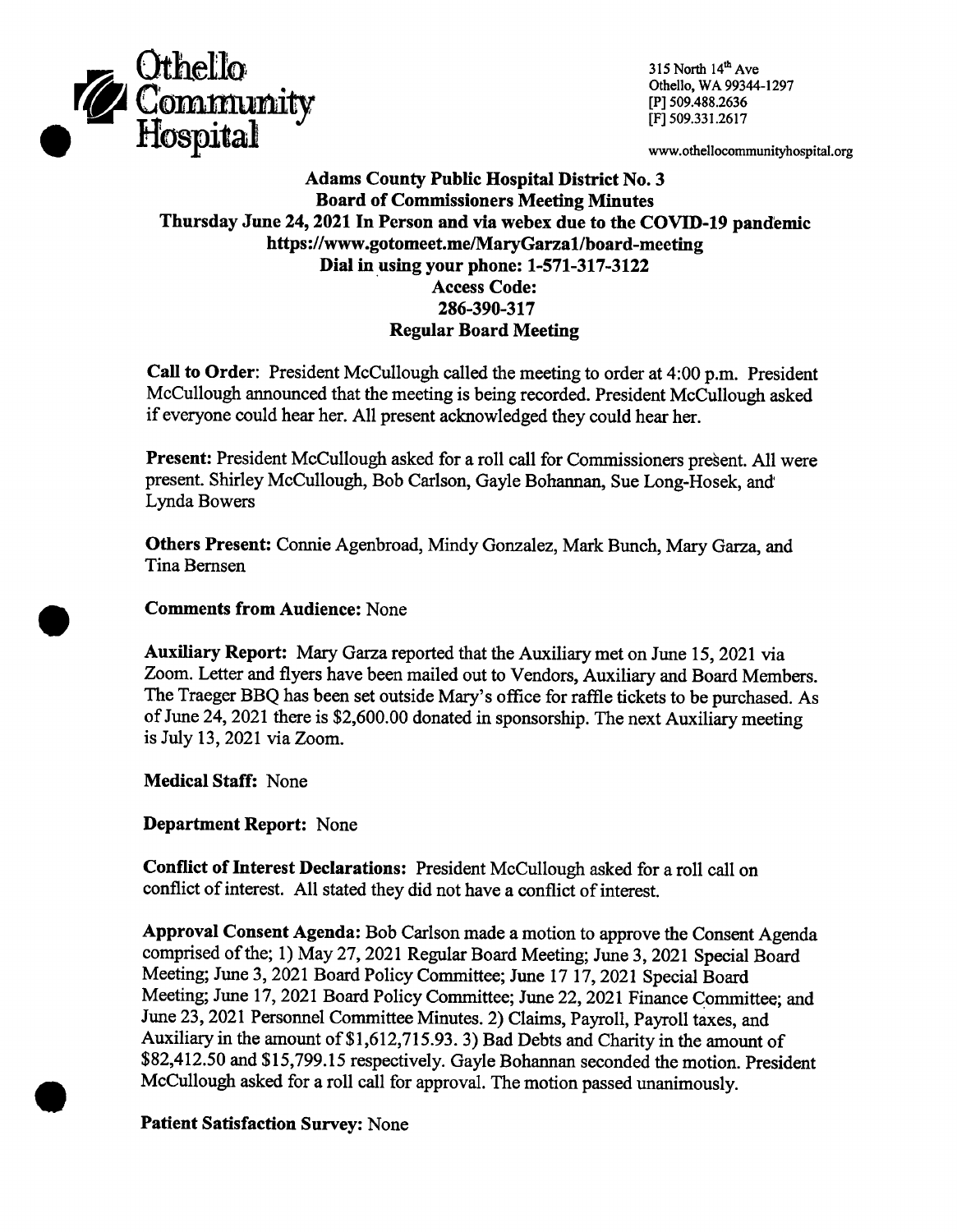Othello Community Hospital

315 North 14th Ave
Othello, WA 99344-1297
[P] 509.488.2636
[F] 509.331.2617

www.othellocommunityhospital.org

**Adams County Public Hospital District No. 3**
**Board of Commissioners Meeting Minutes**
**Thursday June 24, 2021 In Person and via webex due to the COVID-19 pandemic**
**https://www.gotomeet.me/MaryGarza1/board-meeting**
**Dial in using your phone: 1-571-317-3122**
**Access Code:**
**286-390-317**
**Regular Board Meeting**

**Call to Order**: President McCullough called the meeting to order at 4:00 p.m. President McCullough announced that the meeting is being recorded. President McCullough asked if everyone could hear her. All present acknowledged they could hear her.

**Present:** President McCullough asked for a roll call for Commissioners present. All were present. Shirley McCullough, Bob Carlson, Gayle Bohannan, Sue Long-Hosek, and Lynda Bowers

**Others Present:** Connie Agenbroad, Mindy Gonzalez, Mark Bunch, Mary Garza, and Tina Bernsen

**Comments from Audience:** None

**Auxiliary Report:** Mary Garza reported that the Auxiliary met on June 15, 2021 via Zoom. Letter and flyers have been mailed out to Vendors, Auxiliary and Board Members. The Traeger BBQ has been set outside Mary's office for raffle tickets to be purchased. As of June 24, 2021 there is $2,600.00 donated in sponsorship. The next Auxiliary meeting is July 13, 2021 via Zoom.

**Medical Staff:** None

**Department Report:** None

**Conflict of Interest Declarations:** President McCullough asked for a roll call on conflict of interest. All stated they did not have a conflict of interest.

**Approval Consent Agenda:** Bob Carlson made a motion to approve the Consent Agenda comprised of the; 1) May 27, 2021 Regular Board Meeting; June 3, 2021 Special Board Meeting; June 3, 2021 Board Policy Committee; June 17 17, 2021 Special Board Meeting; June 17, 2021 Board Policy Committee; June 22, 2021 Finance Committee; and June 23, 2021 Personnel Committee Minutes. 2) Claims, Payroll, Payroll taxes, and Auxiliary in the amount of $1,612,715.93. 3) Bad Debts and Charity in the amount of $82,412.50 and $15,799.15 respectively. Gayle Bohannan seconded the motion. President McCullough asked for a roll call for approval. The motion passed unanimously.

**Patient Satisfaction Survey:** None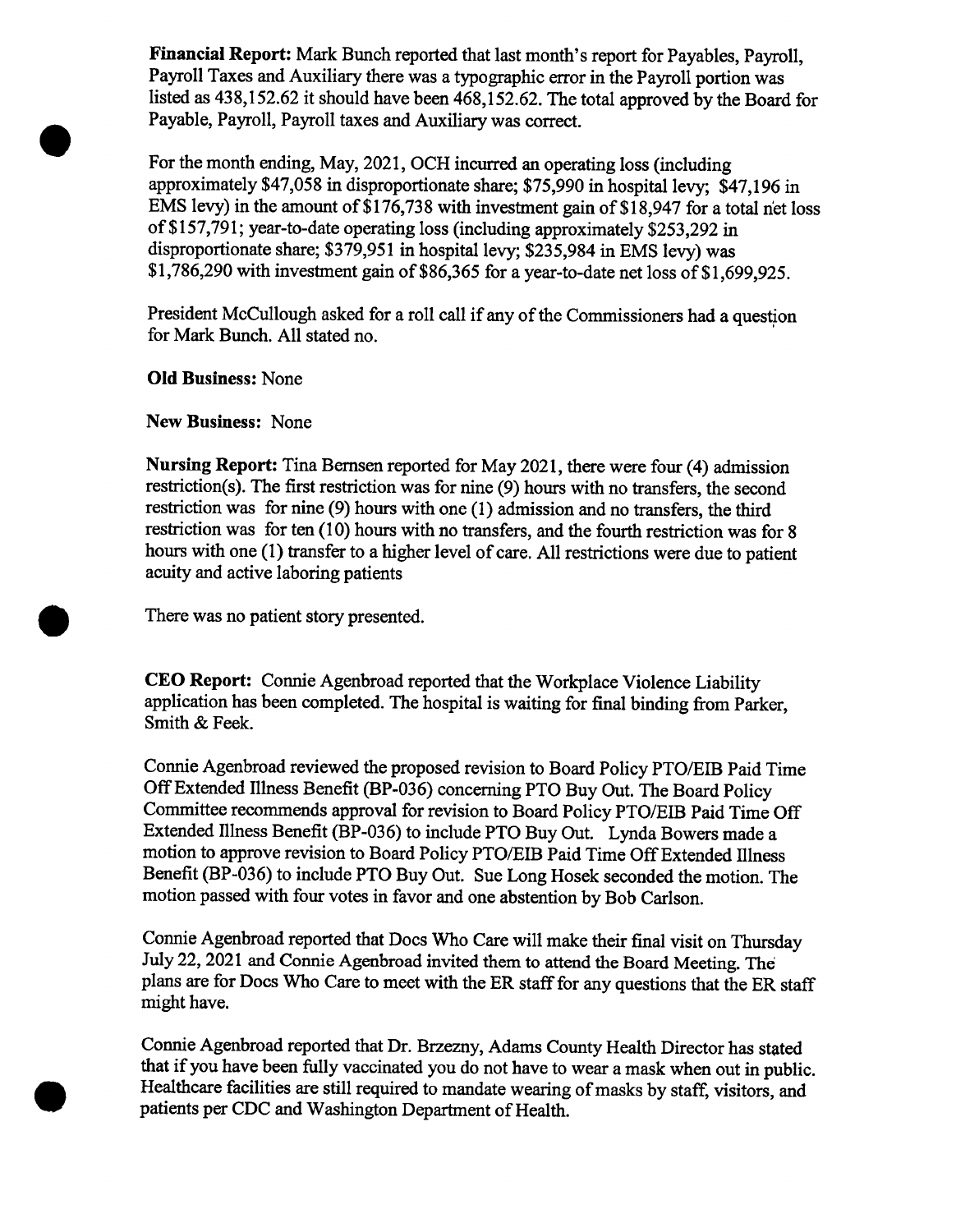**Financial Report:** Mark Bunch reported that last month's report for Payables, Payroll, Payroll Taxes and Auxiliary there was a typographic error in the Payroll portion was listed as 438,152.62 it should have been 468,152.62. The total approved by the Board for Payable, Payroll, Payroll taxes and Auxiliary was correct.

For the month ending, May, 2021, OCH incurred an operating loss (including approximately $47,058 in disproportionate share; $75,990 in hospital levy; $47,196 in EMS levy) in the amount of $176,738 with investment gain of $18,947 for a total net loss of $157,791; year-to-date operating loss (including approximately $253,292 in disproportionate share; $379,951 in hospital levy; $235,984 in EMS levy) was $1,786,290 with investment gain of $86,365 for a year-to-date net loss of $1,699,925.

President McCullough asked for a roll call if any of the Commissioners had a question for Mark Bunch. All stated no.

**Old Business:** None

**New Business:** None

**Nursing Report:** Tina Bernsen reported for May 2021, there were four (4) admission restriction(s). The first restriction was for nine (9) hours with no transfers, the second restriction was for nine (9) hours with one (1) admission and no transfers, the third restriction was for ten (10) hours with no transfers, and the fourth restriction was for 8 hours with one (1) transfer to a higher level of care. All restrictions were due to patient acuity and active laboring patients

There was no patient story presented.

**CEO Report:** Connie Agenbroad reported that the Workplace Violence Liability application has been completed. The hospital is waiting for final binding from Parker, Smith & Feek.

Connie Agenbroad reviewed the proposed revision to Board Policy PTO/EIB Paid Time Off Extended Illness Benefit (BP-036) concerning PTO Buy Out. The Board Policy Committee recommends approval for revision to Board Policy PTO/EIB Paid Time Off Extended Illness Benefit (BP-036) to include PTO Buy Out. Lynda Bowers made a motion to approve revision to Board Policy PTO/EIB Paid Time Off Extended Illness Benefit (BP-036) to include PTO Buy Out. Sue Long Hosek seconded the motion. The motion passed with four votes in favor and one abstention by Bob Carlson.

Connie Agenbroad reported that Docs Who Care will make their final visit on Thursday July 22, 2021 and Connie Agenbroad invited them to attend the Board Meeting. The plans are for Docs Who Care to meet with the ER staff for any questions that the ER staff might have.

Connie Agenbroad reported that Dr. Brzezny, Adams County Health Director has stated that if you have been fully vaccinated you do not have to wear a mask when out in public. Healthcare facilities are still required to mandate wearing of masks by staff, visitors, and patients per CDC and Washington Department of Health.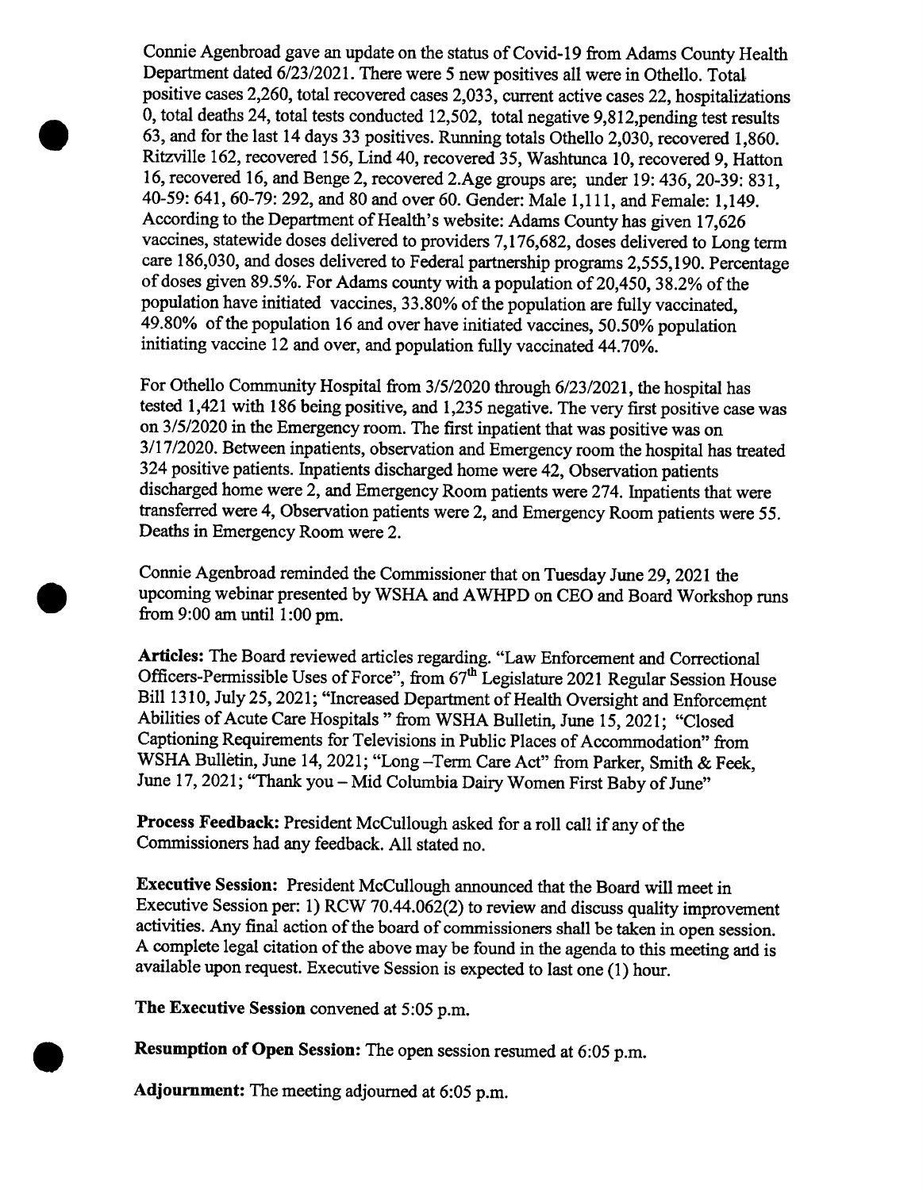Connie Agenbroad gave an update on the status of Covid-19 from Adams County Health Department dated 6/23/2021. There were 5 new positives all were in Othello. Total positive cases 2,260, total recovered cases 2,033, current active cases 22, hospitalizations 0, total deaths 24, total tests conducted 12,502, total negative 9,812,pending test results 63, and for the last 14 days 33 positives. Running totals Othello 2,030, recovered 1,860. Ritzville 162, recovered 156, Lind 40, recovered 35, Washtunca 10, recovered 9, Hatton 16, recovered 16, and Benge 2, recovered 2.Age groups are; under 19: 436, 20-39: 831, 40-59: 641, 60-79: 292, and 80 and over 60. Gender: Male 1,111, and Female: 1,149. According to the Department of Health's website: Adams County has given 17,626 vaccines, statewide doses delivered to providers 7,176,682, doses delivered to Long term care 186,030, and doses delivered to Federal partnership programs 2,555,190. Percentage of doses given 89.5%. For Adams county with a population of 20,450, 38.2% of the population have initiated vaccines, 33.80% of the population are fully vaccinated, 49.80% of the population 16 and over have initiated vaccines, 50.50% population initiating vaccine 12 and over, and population fully vaccinated 44.70%.

For Othello Community Hospital from 3/5/2020 through 6/23/2021, the hospital has tested 1,421 with 186 being positive, and 1,235 negative. The very first positive case was on 3/5/2020 in the Emergency room. The first inpatient that was positive was on 3/17/2020. Between inpatients, observation and Emergency room the hospital has treated 324 positive patients. Inpatients discharged home were 42, Observation patients discharged home were 2, and Emergency Room patients were 274. Inpatients that were transferred were 4, Observation patients were 2, and Emergency Room patients were 55. Deaths in Emergency Room were 2.

Connie Agenbroad reminded the Commissioner that on Tuesday June 29, 2021 the upcoming webinar presented by WSHA and AWHPD on CEO and Board Workshop runs from 9:00 am until 1:00 pm.

**Articles:** The Board reviewed articles regarding. "Law Enforcement and Correctional Officers-Permissible Uses of Force", from 67th Legislature 2021 Regular Session House Bill 1310, July 25, 2021; "Increased Department of Health Oversight and Enforcement Abilities of Acute Care Hospitals " from WSHA Bulletin, June 15, 2021; "Closed Captioning Requirements for Televisions in Public Places of Accommodation" from WSHA Bulletin, June 14, 2021; "Long –Term Care Act" from Parker, Smith & Feek, June 17, 2021; "Thank you – Mid Columbia Dairy Women First Baby of June"

**Process Feedback:** President McCullough asked for a roll call if any of the Commissioners had any feedback. All stated no.

**Executive Session:** President McCullough announced that the Board will meet in Executive Session per: 1) RCW 70.44.062(2) to review and discuss quality improvement activities. Any final action of the board of commissioners shall be taken in open session. A complete legal citation of the above may be found in the agenda to this meeting and is available upon request. Executive Session is expected to last one (1) hour.

**The Executive Session** convened at 5:05 p.m.

**Resumption of Open Session:** The open session resumed at 6:05 p.m.

**Adjournment:** The meeting adjourned at 6:05 p.m.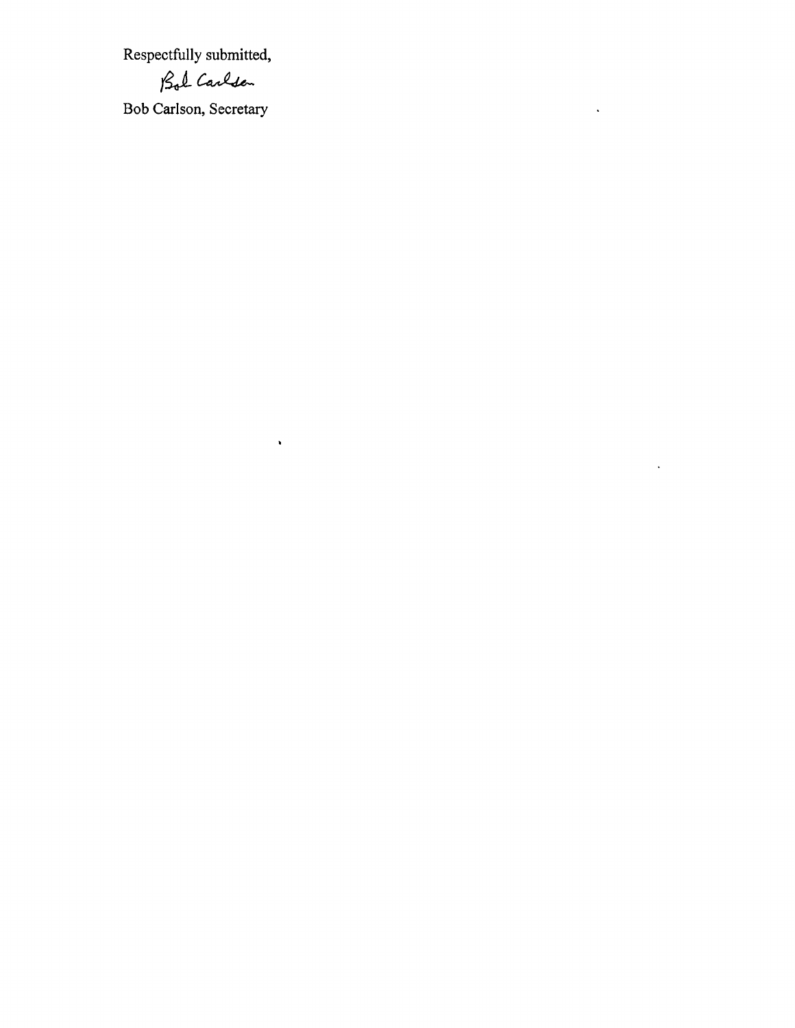Respectfully submitted,

Bob Carlson

Bob Carlson, Secretary